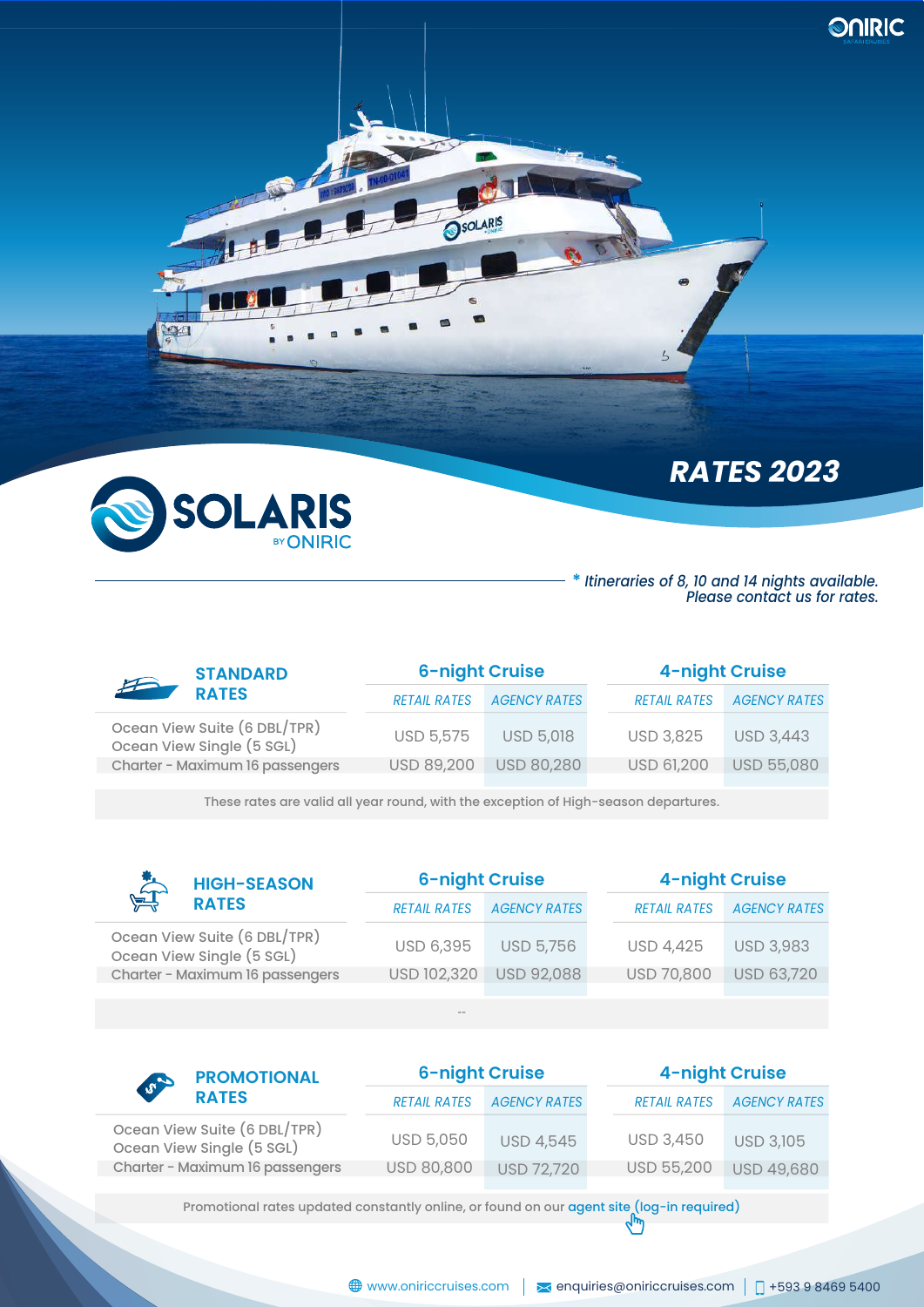# SOLARIS BY ONIRIC

## RATES 2023

*\* Itineraries of 8, 10 and 14 nights available. Please contact us for rates.*

### STANDARD RATES

| | 6-night Cruise | | 4-night Cruise | |
|---|---|---|---|---|
| | *RETAIL RATES* | *AGENCY RATES* | *RETAIL RATES* | *AGENCY RATES* |
| Ocean View Suite (6 DBL/TPR) Ocean View Single (5 SGL) | USD 5,575 | USD 5,018 | USD 3,825 | USD 3,443 |
| Charter - Maximum 16 passengers | USD 89,200 | USD 80,280 | USD 61,200 | USD 55,080 |

These rates are valid all year round, with the exception of High-season departures.

### HIGH-SEASON RATES

| | 6-night Cruise | | 4-night Cruise | |
|---|---|---|---|---|
| | *RETAIL RATES* | *AGENCY RATES* | *RETAIL RATES* | *AGENCY RATES* |
| Ocean View Suite (6 DBL/TPR) Ocean View Single (5 SGL) | USD 6,395 | USD 5,756 | USD 4,425 | USD 3,983 |
| Charter - Maximum 16 passengers | USD 102,320 | USD 92,088 | USD 70,800 | USD 63,720 |

--

### PROMOTIONAL RATES

| | 6-night Cruise | | 4-night Cruise | |
|---|---|---|---|---|
| | *RETAIL RATES* | *AGENCY RATES* | *RETAIL RATES* | *AGENCY RATES* |
| Ocean View Suite (6 DBL/TPR) Ocean View Single (5 SGL) | USD 5,050 | USD 4,545 | USD 3,450 | USD 3,105 |
| Charter - Maximum 16 passengers | USD 80,800 | USD 72,720 | USD 55,200 | USD 49,680 |

Promotional rates updated constantly online, or found on our agent site (log-in required)

www.oniriccruises.com | enquiries@oniriccruises.com | +593 9 8469 5400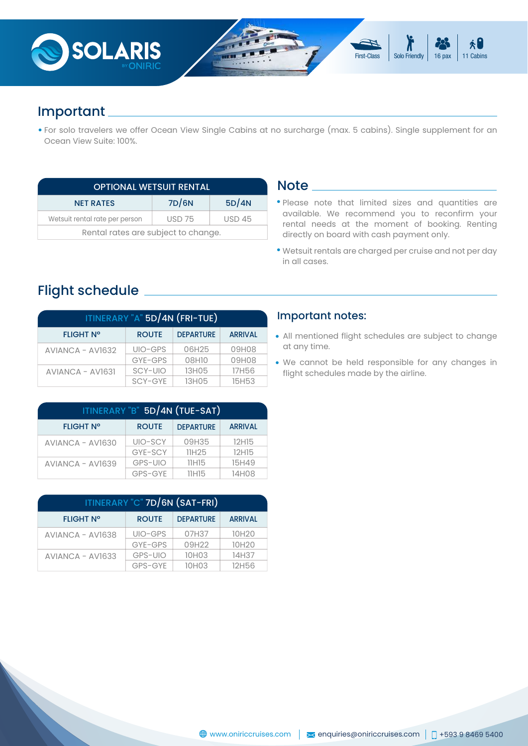## Important

- For solo travelers we offer Ocean View Single Cabins at no surcharge (max. 5 cabins). Single supplement for an Ocean View Suite: 100%.

| OPTIONAL WETSUIT RENTAL | | |
|---|---|---|
| NET RATES | 7D/6N | 5D/4N |
| Wetsuit rental rate per person | USD 75 | USD 45 |
| Rental rates are subject to change. | | |

## Note

- Please note that limited sizes and quantities are available. We recommend you to reconfirm your rental needs at the moment of booking. Renting directly on board with cash payment only.
- Wetsuit rentals are charged per cruise and not per day in all cases.

## Flight schedule

| ITINERARY "A" 5D/4N (FRI-TUE) | | | |
|---|---|---|---|
| FLIGHT Nº | ROUTE | DEPARTURE | ARRIVAL |
| AVIANCA - AV1632 | UIO-GPS | 06H25 | 09H08 |
| | GYE-GPS | 08H10 | 09H08 |
| AVIANCA - AV1631 | SCY-UIO | 13H05 | 17H56 |
| | SCY-GYE | 13H05 | 15H53 |

| ITINERARY "B" 5D/4N (TUE-SAT) | | | |
|---|---|---|---|
| FLIGHT Nº | ROUTE | DEPARTURE | ARRIVAL |
| AVIANCA - AV1630 | UIO-SCY | 09H35 | 12H15 |
| | GYE-SCY | 11H25 | 12H15 |
| AVIANCA - AV1639 | GPS-UIO | 11H15 | 15H49 |
| | GPS-GYE | 11H15 | 14H08 |

| ITINERARY "C" 7D/6N (SAT-FRI) | | | |
|---|---|---|---|
| FLIGHT Nº | ROUTE | DEPARTURE | ARRIVAL |
| AVIANCA - AV1638 | UIO-GPS | 07H37 | 10H20 |
| | GYE-GPS | 09H22 | 10H20 |
| AVIANCA - AV1633 | GPS-UIO | 10H03 | 14H37 |
| | GPS-GYE | 10H03 | 12H56 |

### Important notes:

- All mentioned flight schedules are subject to change at any time.
- We cannot be held responsible for any changes in flight schedules made by the airline.